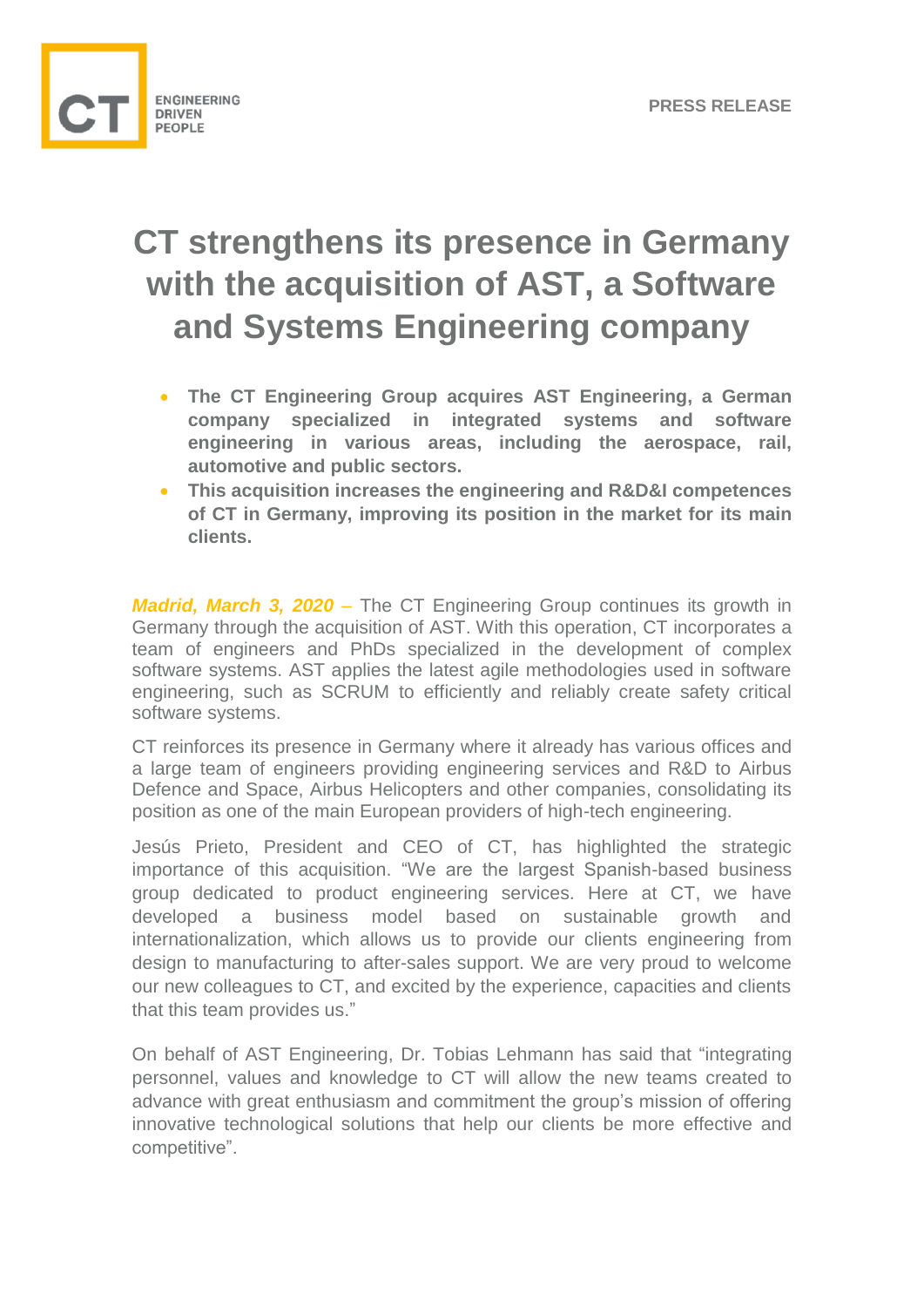PRESS RELEASE

# CT strengthens its presence in Germany with the acquisition of AST, a Software and Systems Engineering company

- **The CT Engineering Group acquires AST Engineering, a German company specialized in integrated systems and software engineering in various areas, including the aerospace, rail, automotive and public sectors.**
- **This acquisition increases the engineering and R&D&I competences of CT in Germany, improving its position in the market for its main clients.**

***Madrid, March 3, 2020*** – The CT Engineering Group continues its growth in Germany through the acquisition of AST. With this operation, CT incorporates a team of engineers and PhDs specialized in the development of complex software systems. AST applies the latest agile methodologies used in software engineering, such as SCRUM to efficiently and reliably create safety critical software systems.

CT reinforces its presence in Germany where it already has various offices and a large team of engineers providing engineering services and R&D to Airbus Defence and Space, Airbus Helicopters and other companies, consolidating its position as one of the main European providers of high-tech engineering.

Jesús Prieto, President and CEO of CT, has highlighted the strategic importance of this acquisition. "We are the largest Spanish-based business group dedicated to product engineering services. Here at CT, we have developed a business model based on sustainable growth and internationalization, which allows us to provide our clients engineering from design to manufacturing to after-sales support. We are very proud to welcome our new colleagues to CT, and excited by the experience, capacities and clients that this team provides us."

On behalf of AST Engineering, Dr. Tobias Lehmann has said that "integrating personnel, values and knowledge to CT will allow the new teams created to advance with great enthusiasm and commitment the group's mission of offering innovative technological solutions that help our clients be more effective and competitive".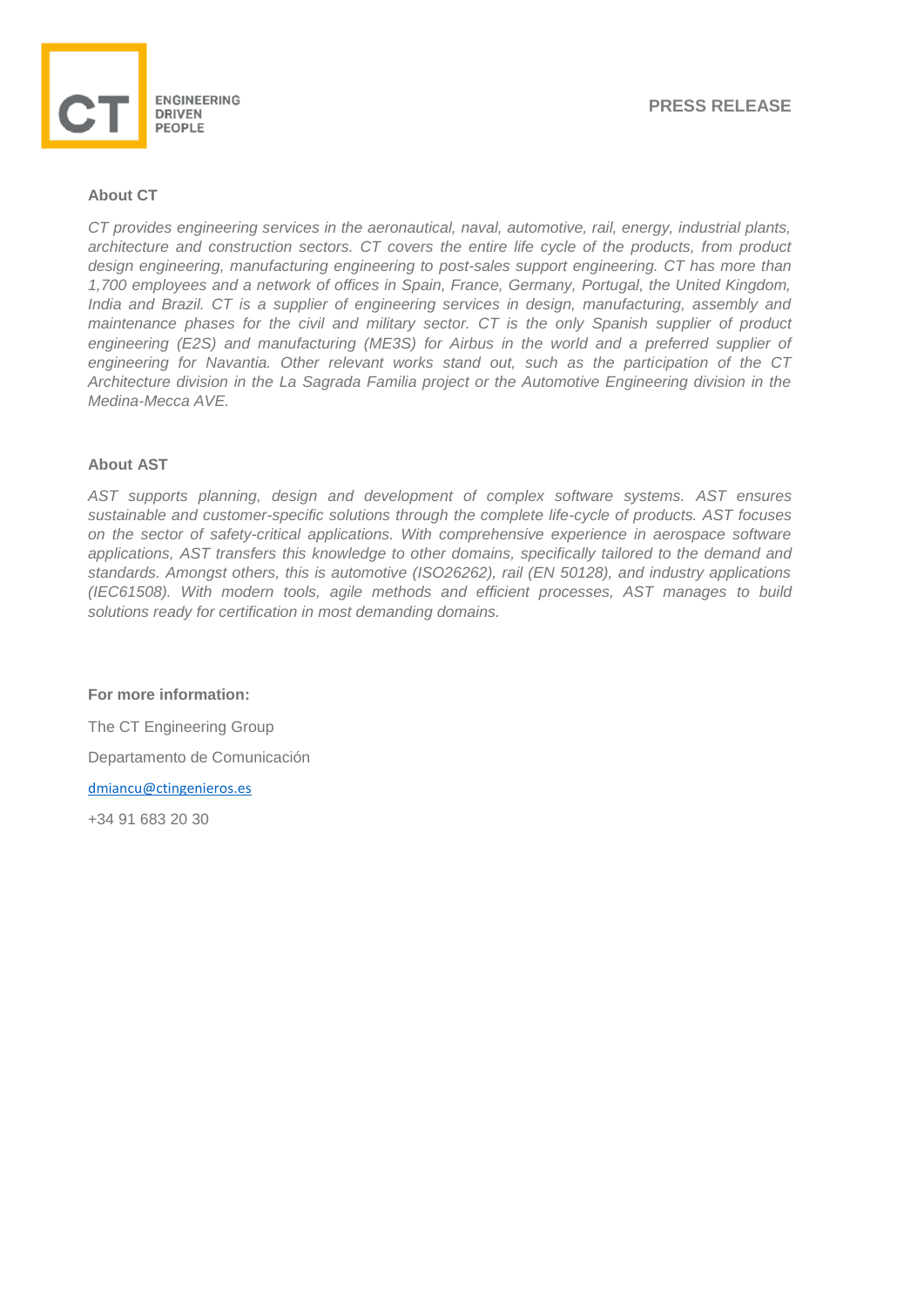## About CT

*CT provides engineering services in the aeronautical, naval, automotive, rail, energy, industrial plants, architecture and construction sectors. CT covers the entire life cycle of the products, from product design engineering, manufacturing engineering to post-sales support engineering. CT has more than 1,700 employees and a network of offices in Spain, France, Germany, Portugal, the United Kingdom, India and Brazil. CT is a supplier of engineering services in design, manufacturing, assembly and maintenance phases for the civil and military sector. CT is the only Spanish supplier of product engineering (E2S) and manufacturing (ME3S) for Airbus in the world and a preferred supplier of engineering for Navantia. Other relevant works stand out, such as the participation of the CT Architecture division in the La Sagrada Familia project or the Automotive Engineering division in the Medina-Mecca AVE.*

## About AST

*AST supports planning, design and development of complex software systems. AST ensures sustainable and customer-specific solutions through the complete life-cycle of products. AST focuses on the sector of safety-critical applications. With comprehensive experience in aerospace software applications, AST transfers this knowledge to other domains, specifically tailored to the demand and standards. Amongst others, this is automotive (ISO26262), rail (EN 50128), and industry applications (IEC61508). With modern tools, agile methods and efficient processes, AST manages to build solutions ready for certification in most demanding domains.*

**For more information:**

The CT Engineering Group

Departamento de Comunicación

dmiancu@ctingenieros.es

+34 91 683 20 30